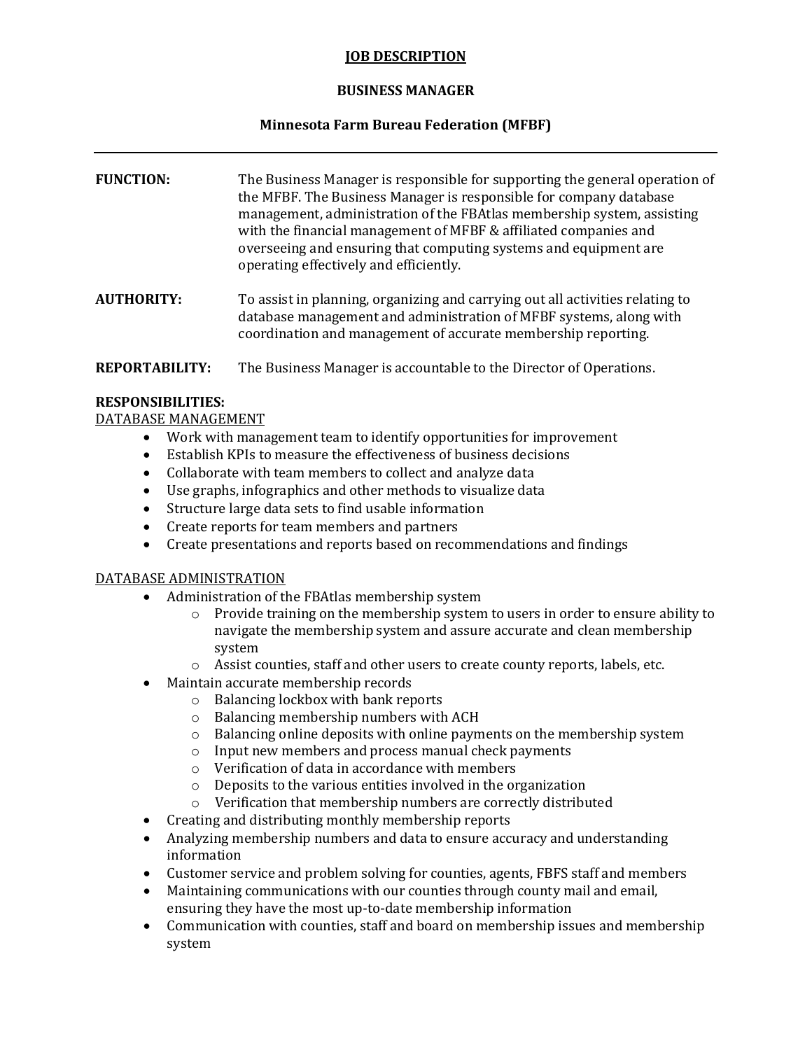# JOB DESCRIPTION

## BUSINESS MANAGER

## Minnesota Farm Bureau Federation (MFBF)

---

**FUNCTION:** The Business Manager is responsible for supporting the general operation of the MFBF. The Business Manager is responsible for company database management, administration of the FBAtlas membership system, assisting with the financial management of MFBF & affiliated companies and overseeing and ensuring that computing systems and equipment are operating effectively and efficiently.

**AUTHORITY:** To assist in planning, organizing and carrying out all activities relating to database management and administration of MFBF systems, along with coordination and management of accurate membership reporting.

**REPORTABILITY:** The Business Manager is accountable to the Director of Operations.

**RESPONSIBILITIES:**

DATABASE MANAGEMENT

- Work with management team to identify opportunities for improvement
- Establish KPIs to measure the effectiveness of business decisions
- Collaborate with team members to collect and analyze data
- Use graphs, infographics and other methods to visualize data
- Structure large data sets to find usable information
- Create reports for team members and partners
- Create presentations and reports based on recommendations and findings

DATABASE ADMINISTRATION

- Administration of the FBAtlas membership system
  - Provide training on the membership system to users in order to ensure ability to navigate the membership system and assure accurate and clean membership system
  - Assist counties, staff and other users to create county reports, labels, etc.
- Maintain accurate membership records
  - Balancing lockbox with bank reports
  - Balancing membership numbers with ACH
  - Balancing online deposits with online payments on the membership system
  - Input new members and process manual check payments
  - Verification of data in accordance with members
  - Deposits to the various entities involved in the organization
  - Verification that membership numbers are correctly distributed
- Creating and distributing monthly membership reports
- Analyzing membership numbers and data to ensure accuracy and understanding information
- Customer service and problem solving for counties, agents, FBFS staff and members
- Maintaining communications with our counties through county mail and email, ensuring they have the most up-to-date membership information
- Communication with counties, staff and board on membership issues and membership system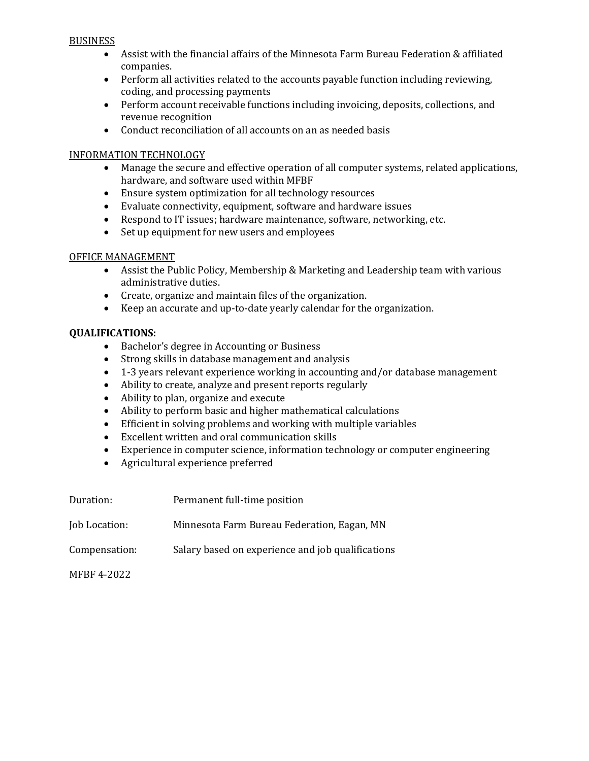<u>BUSINESS</u>

- Assist with the financial affairs of the Minnesota Farm Bureau Federation & affiliated companies.
- Perform all activities related to the accounts payable function including reviewing, coding, and processing payments
- Perform account receivable functions including invoicing, deposits, collections, and revenue recognition
- Conduct reconciliation of all accounts on an as needed basis

<u>INFORMATION TECHNOLOGY</u>

- Manage the secure and effective operation of all computer systems, related applications, hardware, and software used within MFBF
- Ensure system optimization for all technology resources
- Evaluate connectivity, equipment, software and hardware issues
- Respond to IT issues; hardware maintenance, software, networking, etc.
- Set up equipment for new users and employees

<u>OFFICE MANAGEMENT</u>

- Assist the Public Policy, Membership & Marketing and Leadership team with various administrative duties.
- Create, organize and maintain files of the organization.
- Keep an accurate and up-to-date yearly calendar for the organization.

**QUALIFICATIONS:**

- Bachelor's degree in Accounting or Business
- Strong skills in database management and analysis
- 1-3 years relevant experience working in accounting and/or database management
- Ability to create, analyze and present reports regularly
- Ability to plan, organize and execute
- Ability to perform basic and higher mathematical calculations
- Efficient in solving problems and working with multiple variables
- Excellent written and oral communication skills
- Experience in computer science, information technology or computer engineering
- Agricultural experience preferred

| | |
|---|---|
| Duration: | Permanent full-time position |
| Job Location: | Minnesota Farm Bureau Federation, Eagan, MN |
| Compensation: | Salary based on experience and job qualifications |

MFBF 4-2022